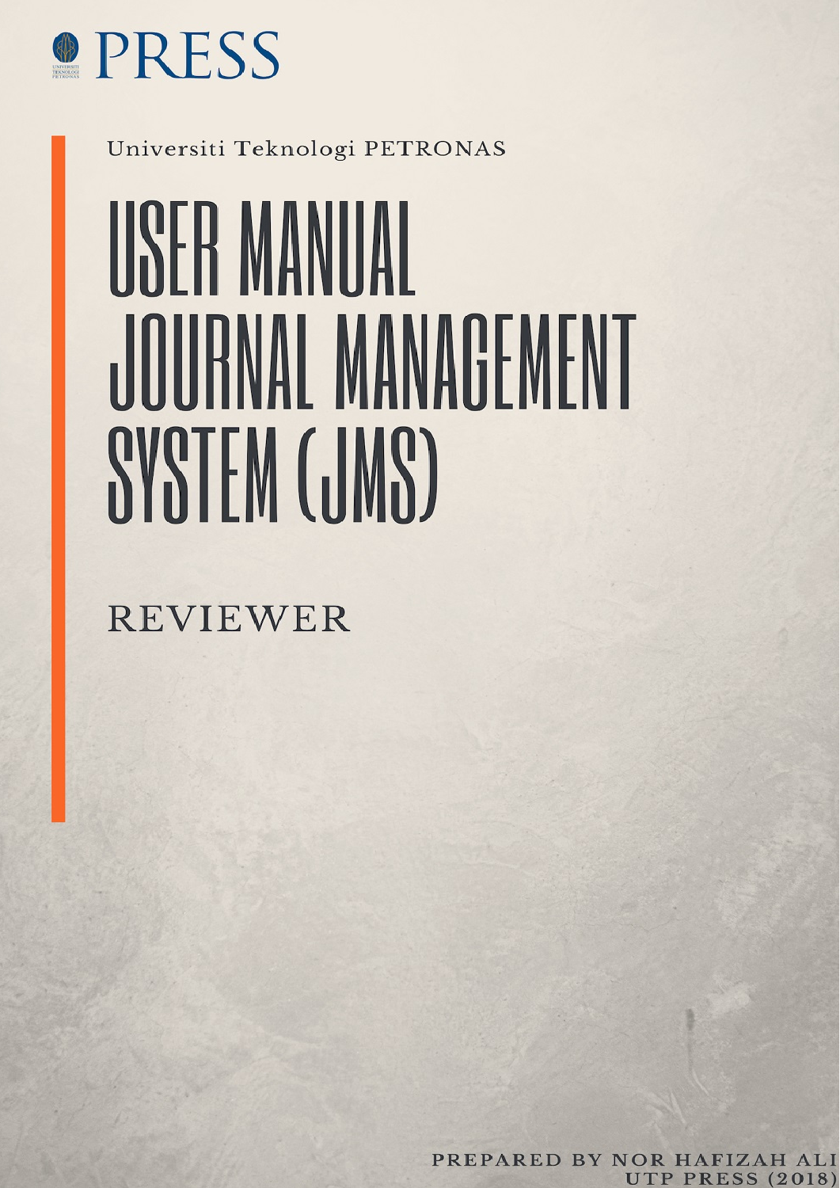PRESS

UNIVERSITI TEKNOLOGI PETRONAS

Universiti Teknologi PETRONAS

# USER MANUAL JOURNAL MANAGEMENT SYSTEM (JMS)

## REVIEWER

PREPARED BY NOR HAFIZAH ALI
UTP PRESS (2018)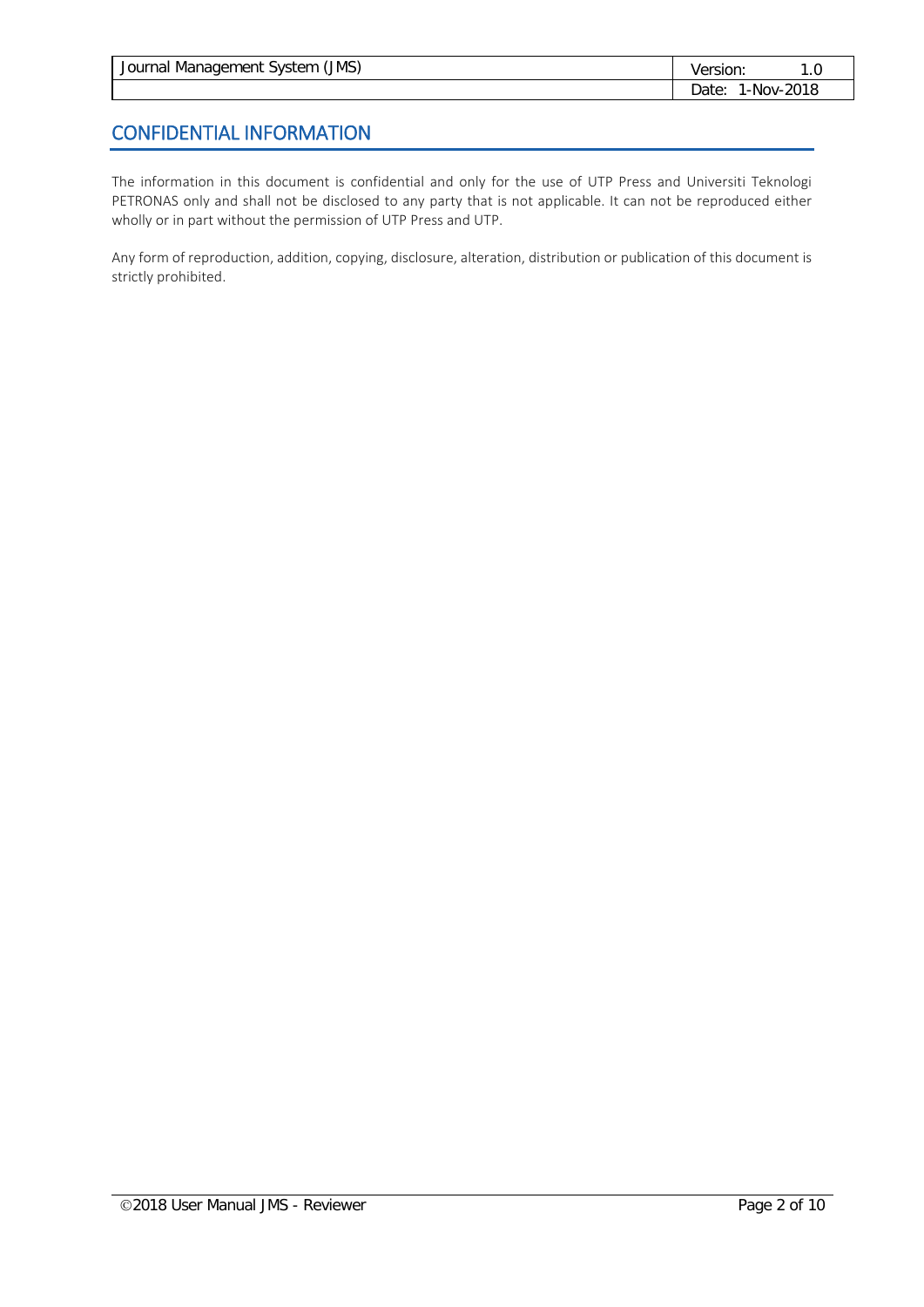# CONFIDENTIAL INFORMATION

The information in this document is confidential and only for the use of UTP Press and Universiti Teknologi PETRONAS only and shall not be disclosed to any party that is not applicable. It can not be reproduced either wholly or in part without the permission of UTP Press and UTP.

Any form of reproduction, addition, copying, disclosure, alteration, distribution or publication of this document is strictly prohibited.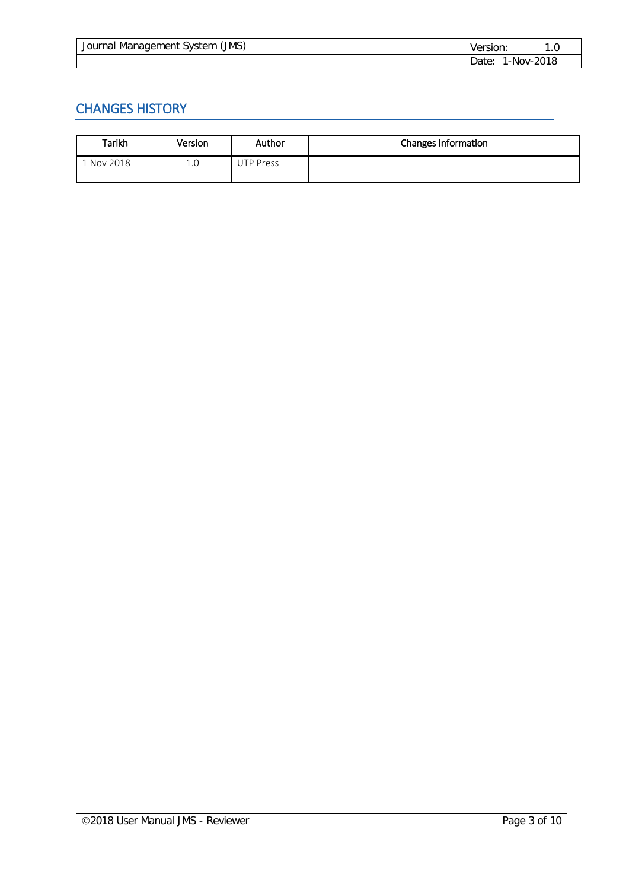## CHANGES HISTORY

| Tarikh | Version | Author | Changes Information |
|---|---|---|---|
| 1 Nov 2018 | 1.0 | UTP Press | |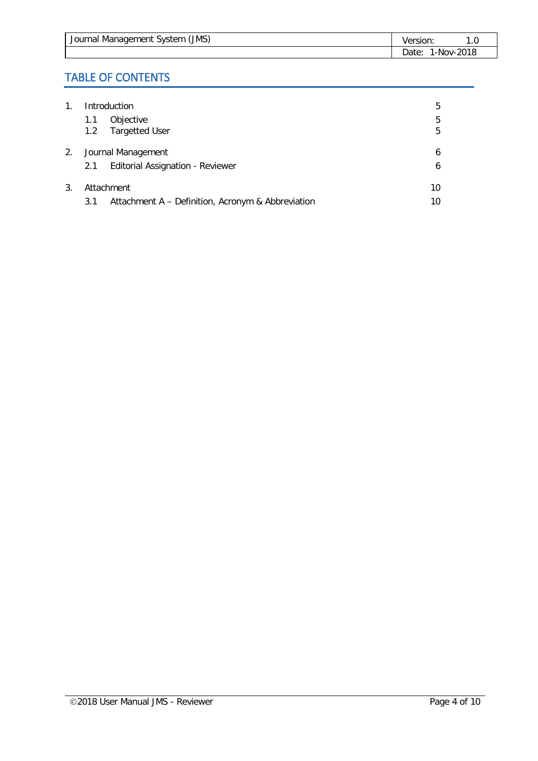## TABLE OF CONTENTS

1. Introduction 5
   - 1.1 Objective 5
   - 1.2 Targetted User 5
2. Journal Management 6
   - 2.1 Editorial Assignation - Reviewer 6
3. Attachment 10
   - 3.1 Attachment A – Definition, Acronym & Abbreviation 10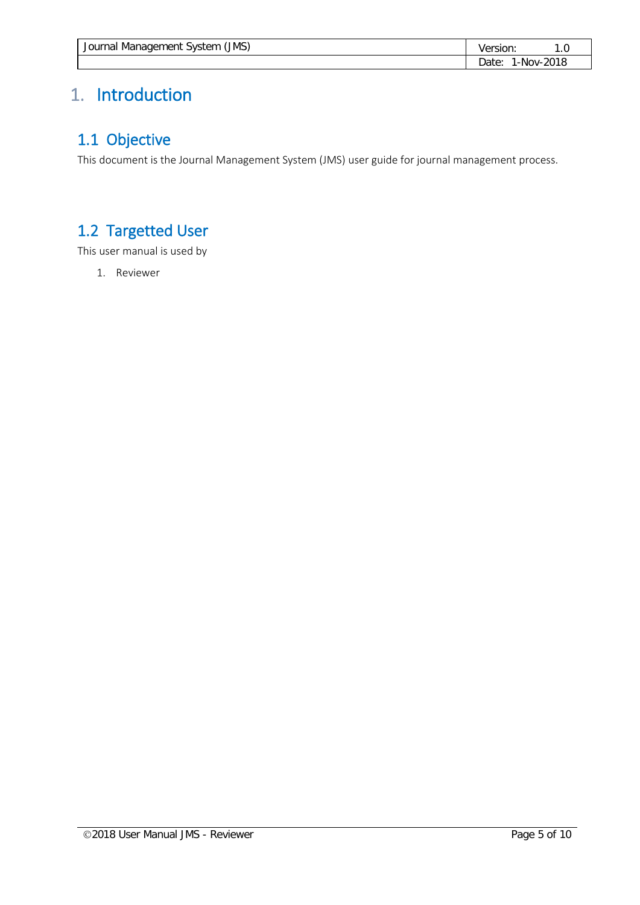# 1. Introduction

## 1.1 Objective

This document is the Journal Management System (JMS) user guide for journal management process.

## 1.2 Targetted User

This user manual is used by

1. Reviewer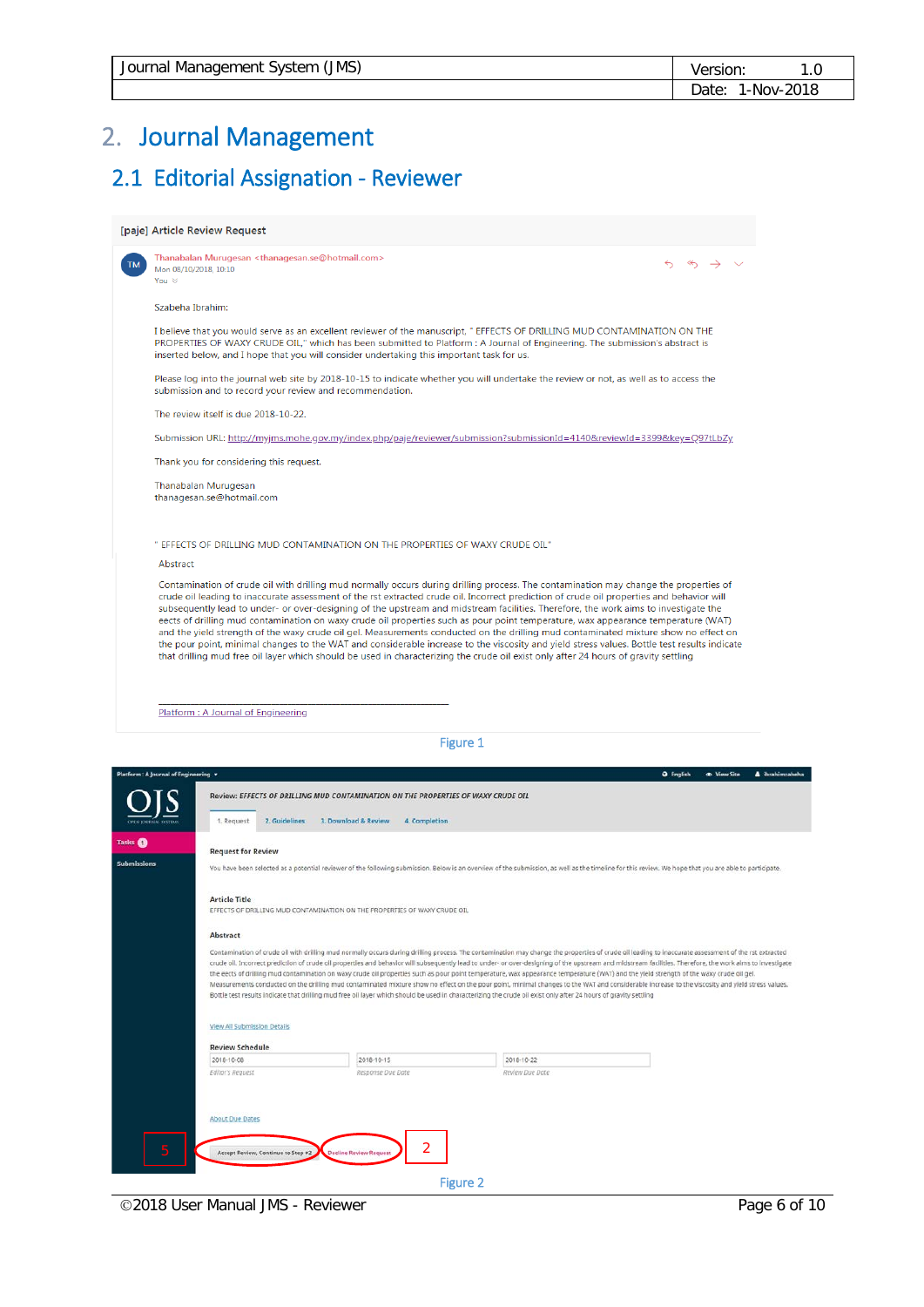# 2. Journal Management

## 2.1 Editorial Assignment - Reviewer

[paje] Article Review Request

Thanabalan Murugesan <thanagesan.se@hotmail.com>
Mon 08/10/2018, 10:10
You

Szabeha Ibrahim:

I believe that you would serve as an excellent reviewer of the manuscript, " EFFECTS OF DRILLING MUD CONTAMINATION ON THE PROPERTIES OF WAXY CRUDE OIL," which has been submitted to Platform : A Journal of Engineering. The submission's abstract is inserted below, and I hope that you will consider undertaking this important task for us.

Please log into the journal web site by 2018-10-15 to indicate whether you will undertake the review or not, as well as to access the submission and to record your review and recommendation.

The review itself is due 2018-10-22.

Submission URL: http://myjms.mohe.gov.my/index.php/paje/reviewer/submission?submissionId=4140&reviewId=3399&key=Q97tLbZy

Thank you for considering this request.

Thanabalan Murugesan
thanagesan.se@hotmail.com

" EFFECTS OF DRILLING MUD CONTAMINATION ON THE PROPERTIES OF WAXY CRUDE OIL"

Abstract

Contamination of crude oil with drilling mud normally occurs during drilling process. The contamination may change the properties of crude oil leading to inaccurate assessment of the rst extracted crude oil. Incorrect prediction of crude oil properties and behavior will subsequently lead to under- or over-designing of the upstream and midstream facilities. Therefore, the work aims to investigate the eects of drilling mud contamination on waxy crude oil properties such as pour point temperature, wax appearance temperature (WAT) and the yield strength of the waxy crude oil gel. Measurements conducted on the drilling mud contaminated mixture show no effect on the pour point, minimal changes to the WAT and considerable increase to the viscosity and yield stress values. Bottle test results indicate that drilling mud free oil layer which should be used in characterizing the crude oil exist only after 24 hours of gravity settling

________________________________________

Platform : A Journal of Engineering

Figure 1

Platform : A Journal of Engineering | English | View Site | ibrahimszabeha

Review: EFFECTS OF DRILLING MUD CONTAMINATION ON THE PROPERTIES OF WAXY CRUDE OIL

1. Request | 2. Guidelines | 3. Download & Review | 4. Completion

Tasks 1

Submissions

**Request for Review**

You have been selected as a potential reviewer of the following submission. Below is an overview of the submission, as well as the timeline for this review. We hope that you are able to participate.

**Article Title**

EFFECTS OF DRILLING MUD CONTAMINATION ON THE PROPERTIES OF WAXY CRUDE OIL

**Abstract**

Contamination of crude oil with drilling mud normally occurs during drilling process. The contamination may change the properties of crude oil leading to inaccurate assessment of the rst extracted crude oil. Incorrect prediction of crude oil properties and behavior will subsequently lead to under- or over-designing of the upstream and midstream facilities. Therefore, the work aims to investigate the eects of drilling mud contamination on waxy crude oil properties such as pour point temperature, wax appearance temperature (WAT) and the yield strength of the waxy crude oil gel. Measurements conducted on the drilling mud contaminated mixture show no effect on the pour point, minimal changes to the WAT and considerable increase to the viscosity and yield stress values. Bottle test results indicate that drilling mud free oil layer which should be used in characterizing the crude oil exist only after 24 hours of gravity settling

View All Submission Details

**Review Schedule**

| 2018-10-08 | 2018-10-15 | 2018-10-22 |
|---|---|---|
| Editor's Request | Response Due Date | Review Due Date |

About Due Dates

5 | Accept Review, Continue to Step #2 | Decline Review Request | 2

Figure 2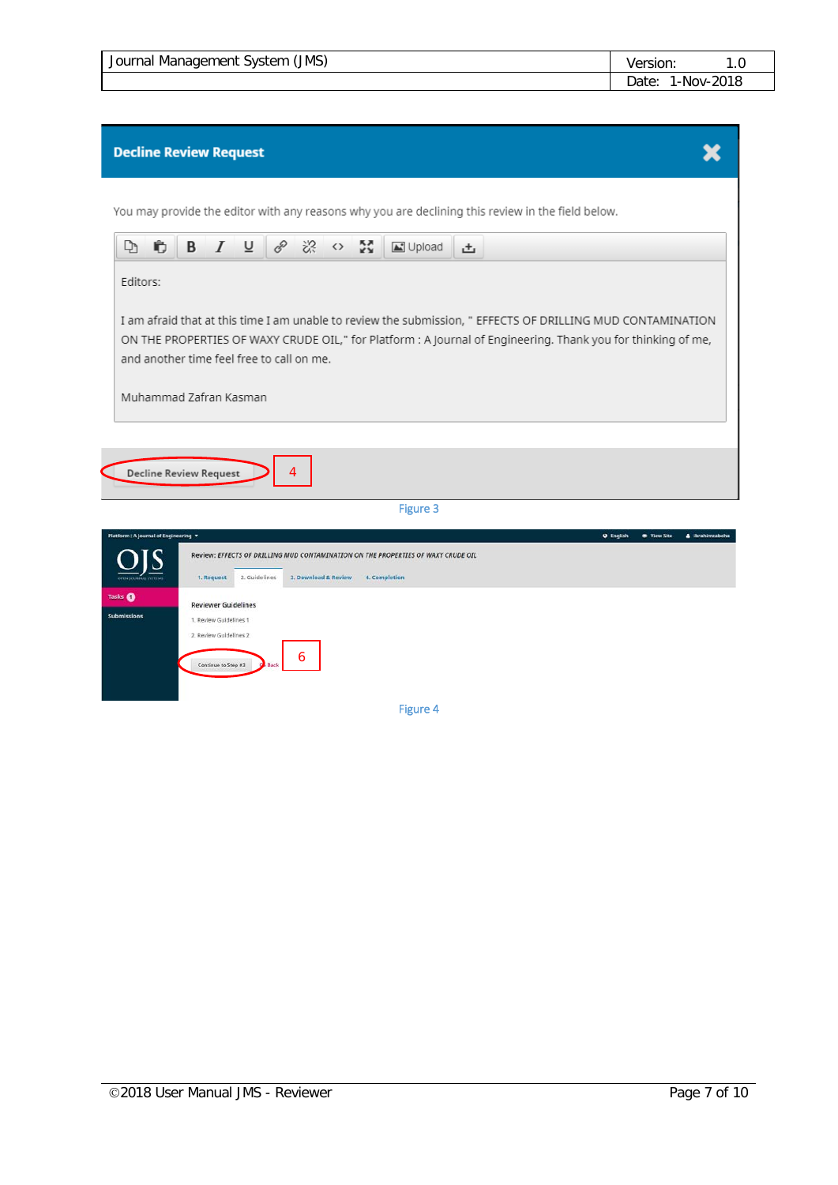**Decline Review Request**

You may provide the editor with any reasons why you are declining this review in the field below.

Editors:

I am afraid that at this time I am unable to review the submission, " EFFECTS OF DRILLING MUD CONTAMINATION ON THE PROPERTIES OF WAXY CRUDE OIL," for Platform : A Journal of Engineering. Thank you for thinking of me, and another time feel free to call on me.

Muhammad Zafran Kasman

Decline Review Request

4

Figure 3

Platform : A Journal of Engineering

Review: EFFECTS OF DRILLING MUD CONTAMINATION ON THE PROPERTIES OF WAXY CRUDE OIL

1. Request 2. Guidelines 3. Download & Review 4. Completion

Reviewer Guidelines

1. Review Guidelines 1

2. Review Guidelines 2

Continue to Step #3 Go Back

6

Figure 4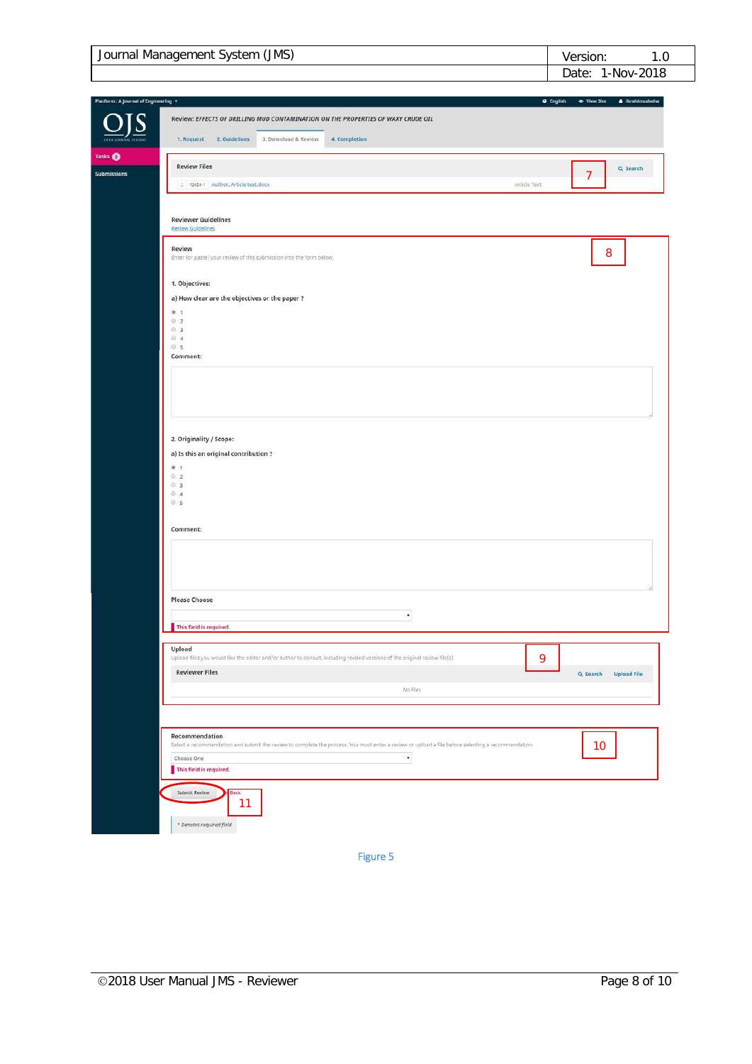Platform : A Journal of Engineering

English | View Site | ibrahimzabeho

OJS

Tasks 0

Submissions

Review: EFFECTS OF DRILLING MUD CONTAMINATION ON THE PROPERTIES OF WAXY CRUDE OIL

1. Request | 2. Guidelines | 3. Download & Review | 4. Completion

Review Files **7** Search

12654-1 Author, Article text.docx Article Text

Reviewer Guidelines

Review Guidelines

Review **8**

Enter (or paste) your review of this submission into the form below.

1. Objectives:

a) How clear are the objectives or the paper ?

- 1
- 2
- 3
- 4
- 5

Comment:

2. Originality / Scope:

a) Is this an original contribution ?

- 1
- 2
- 3
- 4
- 5

Comment:

Please Choose

This field is required.

Upload **9**

Upload files you would like the editor and/or author to consult, including revised versions of the original review file(s).

Reviewer Files Search Upload File

No Files

Recommendation **10**

Select a recommendation and submit the review to complete the process. You must enter a review or upload a file before selecting a recommendation.

Choose One

This field is required.

Submit Review | Back **11**

* Denotes required field

Figure 5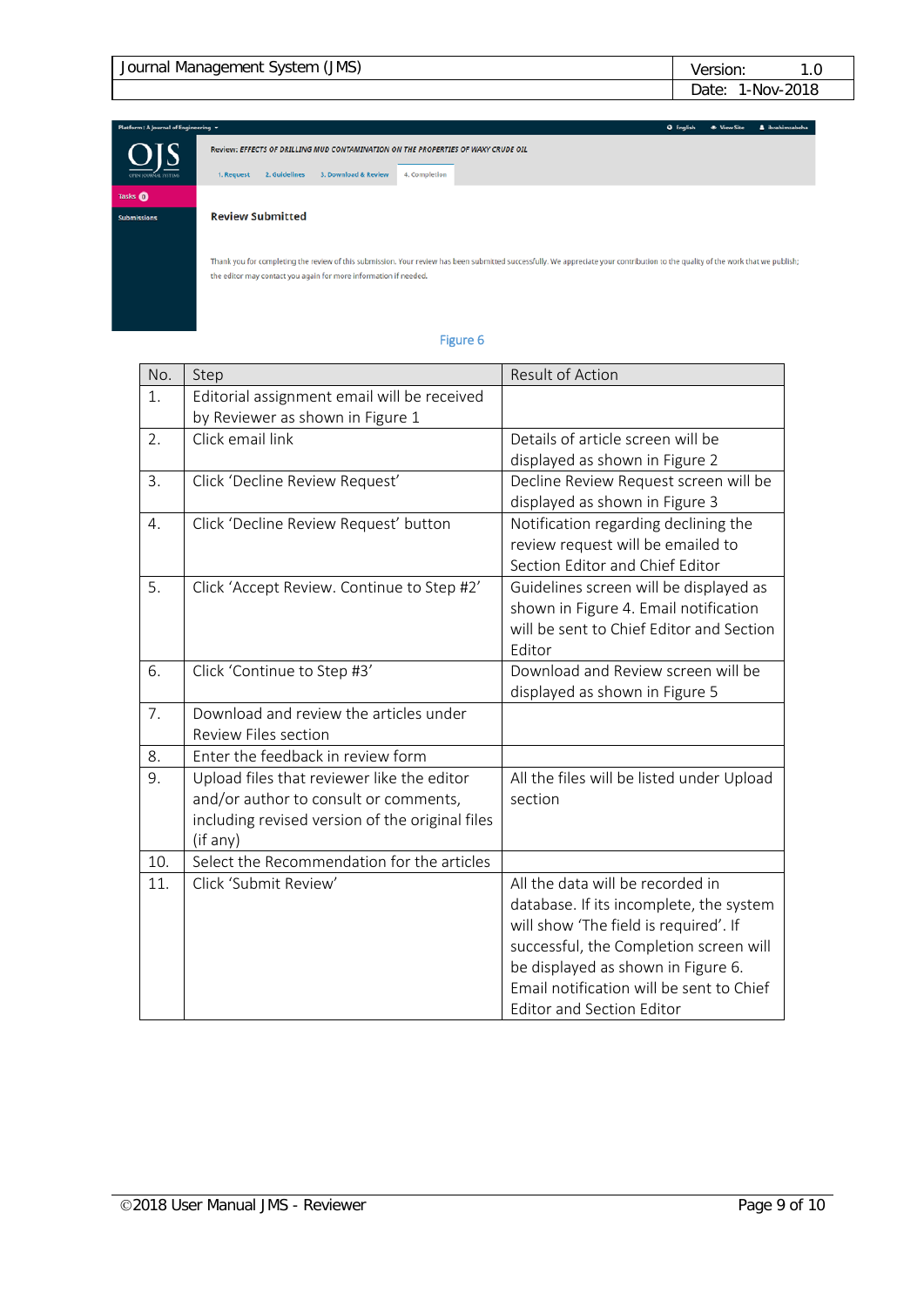Figure 6

| No. | Step | Result of Action |
| --- | --- | --- |
| 1. | Editorial assignment email will be received by Reviewer as shown in Figure 1 | |
| 2. | Click email link | Details of article screen will be displayed as shown in Figure 2 |
| 3. | Click 'Decline Review Request' | Decline Review Request screen will be displayed as shown in Figure 3 |
| 4. | Click 'Decline Review Request' button | Notification regarding declining the review request will be emailed to Section Editor and Chief Editor |
| 5. | Click 'Accept Review. Continue to Step #2' | Guidelines screen will be displayed as shown in Figure 4. Email notification will be sent to Chief Editor and Section Editor |
| 6. | Click 'Continue to Step #3' | Download and Review screen will be displayed as shown in Figure 5 |
| 7. | Download and review the articles under Review Files section | |
| 8. | Enter the feedback in review form | |
| 9. | Upload files that reviewer like the editor and/or author to consult or comments, including revised version of the original files (if any) | All the files will be listed under Upload section |
| 10. | Select the Recommendation for the articles | |
| 11. | Click 'Submit Review' | All the data will be recorded in database. If its incomplete, the system will show 'The field is required'. If successful, the Completion screen will be displayed as shown in Figure 6. Email notification will be sent to Chief Editor and Section Editor |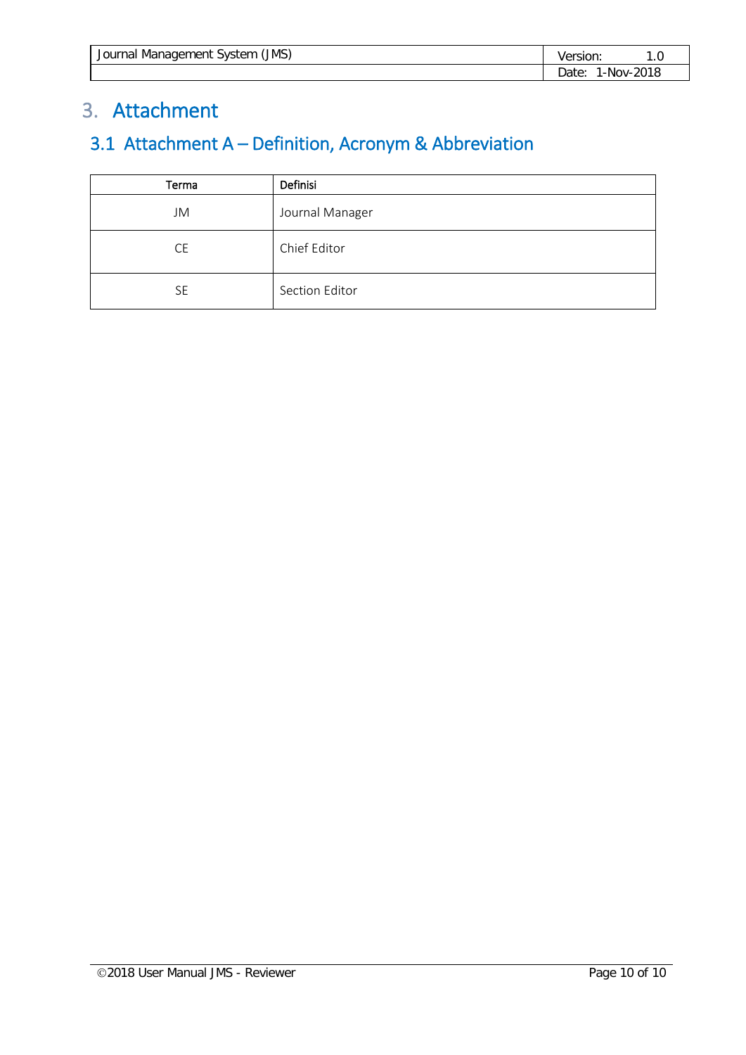# 3. Attachment

## 3.1 Attachment A – Definition, Acronym & Abbreviation

| Terma | Definisi |
| --- | --- |
| JM | Journal Manager |
| CE | Chief Editor |
| SE | Section Editor |